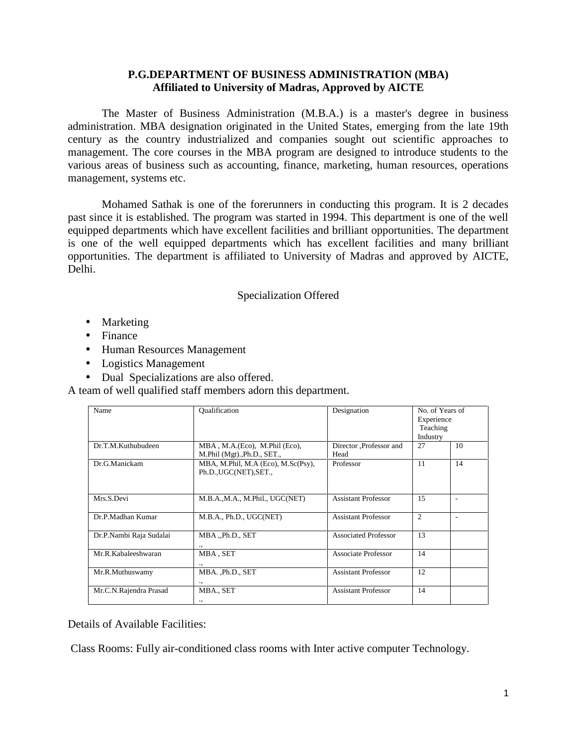**P.G.DEPARTMENT OF BUSINESS ADMINISTRATION (MBA)**
**Affiliated to University of Madras, Approved by AICTE**

The Master of Business Administration (M.B.A.) is a master's degree in business administration. MBA designation originated in the United States, emerging from the late 19th century as the country industrialized and companies sought out scientific approaches to management. The core courses in the MBA program are designed to introduce students to the various areas of business such as accounting, finance, marketing, human resources, operations management, systems etc.

Mohamed Sathak is one of the forerunners in conducting this program. It is 2 decades past since it is established. The program was started in 1994. This department is one of the well equipped departments which have excellent facilities and brilliant opportunities. The department is one of the well equipped departments which has excellent facilities and many brilliant opportunities. The department is affiliated to University of Madras and approved by AICTE, Delhi.

Specialization Offered

- Marketing
- Finance
- Human Resources Management
- Logistics Management
- Dual Specializations are also offered.

A team of well qualified staff members adorn this department.

| Name | Qualification | Designation | No. of Years of Experience Teaching | Industry |
|---|---|---|---|---|
| Dr.T.M.Kuthubudeen | MBA , M.A.(Eco), M.Phil (Eco), M.Phil (Mgt).,Ph.D., SET., | Director ,Professor and Head | 27 | 10 |
| Dr.G.Manickam | MBA, M.Phil, M.A (Eco), M.Sc(Psy), Ph.D.,UGC(NET),SET., | Professor | 11 | 14 |
| Mrs.S.Devi | M.B.A.,M.A., M.Phil., UGC(NET) | Assistant Professor | 15 | - |
| Dr.P.Madhan Kumar | M.B.A., Ph.D., UGC(NET) | Assistant Professor | 2 | - |
| Dr.P.Nambi Raja Sudalai | MBA ,,Ph.D., SET ., | Associated Professor | 13 | |
| Mr.R.Kabaleeshwaran | MBA , SET ., | Associate Professor | 14 | |
| Mr.R.Muthuswamy | MBA. ,Ph.D., SET ., | Assistant Professor | 12 | |
| Mr.C.N.Rajendra Prasad | MBA., SET ., | Assistant Professor | 14 | |

Details of Available Facilities:

Class Rooms: Fully air-conditioned class rooms with Inter active computer Technology.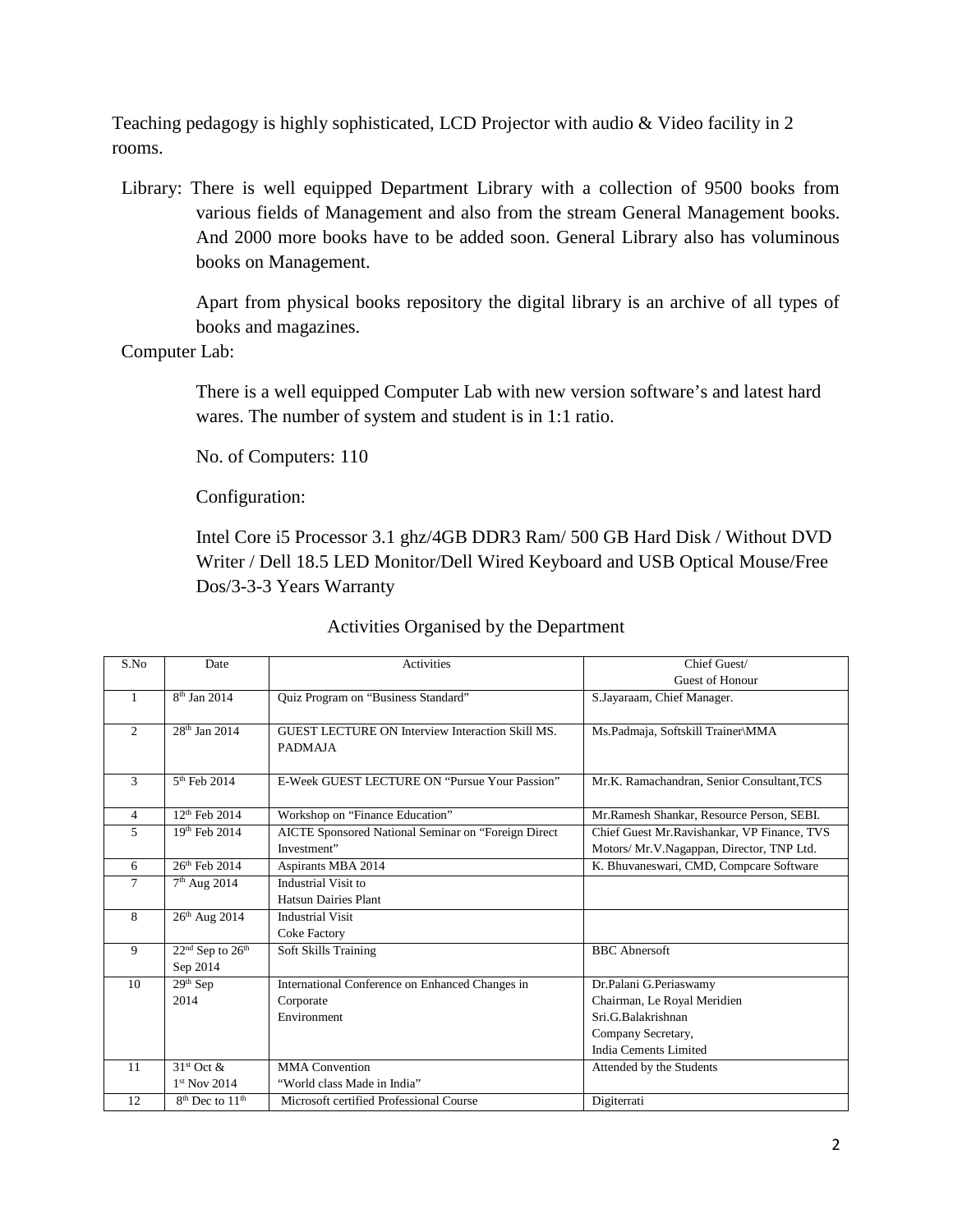Teaching pedagogy is highly sophisticated, LCD Projector with audio & Video facility in 2 rooms.

Library: There is well equipped Department Library with a collection of 9500 books from various fields of Management and also from the stream General Management books. And 2000 more books have to be added soon. General Library also has voluminous books on Management.

Apart from physical books repository the digital library is an archive of all types of books and magazines.

Computer Lab:

There is a well equipped Computer Lab with new version software's and latest hard wares. The number of system and student is in 1:1 ratio.

No. of Computers: 110

Configuration:

Intel Core i5 Processor 3.1 ghz/4GB DDR3 Ram/ 500 GB Hard Disk / Without DVD Writer / Dell 18.5 LED Monitor/Dell Wired Keyboard and USB Optical Mouse/Free Dos/3-3-3 Years Warranty

Activities Organised by the Department

| S.No | Date | Activities | Chief Guest/ Guest of Honour |
|---|---|---|---|
| 1 | 8th Jan 2014 | Quiz Program on "Business Standard" | S.Jayaraam, Chief Manager. |
| 2 | 28th Jan 2014 | GUEST LECTURE ON Interview Interaction Skill MS. PADMAJA | Ms.Padmaja, Softskill Trainer\MMA |
| 3 | 5th Feb 2014 | E-Week GUEST LECTURE ON "Pursue Your Passion" | Mr.K. Ramachandran, Senior Consultant,TCS |
| 4 | 12th Feb 2014 | Workshop on "Finance Education" | Mr.Ramesh Shankar, Resource Person, SEBI. |
| 5 | 19th Feb 2014 | AICTE Sponsored National Seminar on "Foreign Direct Investment" | Chief Guest Mr.Ravishankar, VP Finance, TVS Motors/ Mr.V.Nagappan, Director, TNP Ltd. |
| 6 | 26th Feb 2014 | Aspirants MBA 2014 | K. Bhuvaneswari, CMD, Compcare Software |
| 7 | 7th Aug 2014 | Industrial Visit to Hatsun Dairies Plant | |
| 8 | 26th Aug 2014 | Industrial Visit Coke Factory | |
| 9 | 22nd Sep to 26th Sep 2014 | Soft Skills Training | BBC Abnersoft |
| 10 | 29th Sep 2014 | International Conference on Enhanced Changes in Corporate Environment | Dr.Palani G.Periaswamy Chairman, Le Royal Meridien Sri.G.Balakrishnan Company Secretary, India Cements Limited |
| 11 | 31st Oct & 1st Nov 2014 | MMA Convention "World class Made in India" | Attended by the Students |
| 12 | 8th Dec to 11th | Microsoft certified Professional Course | Digiterrati |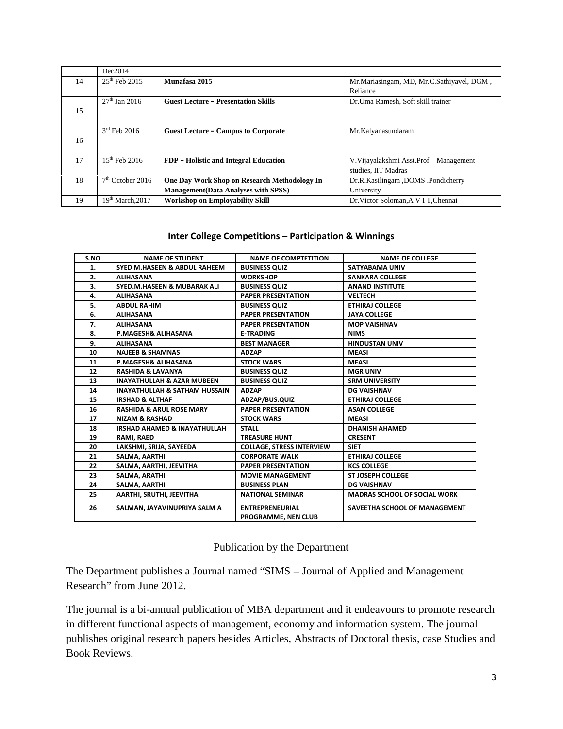| | Dec2014 | | |
|---|---|---|---|
| 14 | 25th Feb 2015 | **Munafasa 2015** | Mr.Mariasingam, MD, Mr.C.Sathiyavel, DGM , Reliance |
| 15 | 27th Jan 2016 | **Guest Lecture – Presentation Skills** | Dr.Uma Ramesh, Soft skill trainer |
| 16 | 3rd Feb 2016 | **Guest Lecture – Campus to Corporate** | Mr.Kalyanasundaram |
| 17 | 15th Feb 2016 | **FDP – Holistic and Integral Education** | V.Vijayalakshmi Asst.Prof – Management studies, IIT Madras |
| 18 | 7th October 2016 | **One Day Work Shop on Research Methodology In Management(Data Analyses with SPSS)** | Dr.R.Kasilingam ,DOMS .Pondicherry University |
| 19 | 19th March,2017 | **Workshop on Employability Skill** | Dr.Victor Soloman,A V I T,Chennai |

## Inter College Competitions – Participation & Winnings

| S.NO | NAME OF STUDENT | NAME OF COMPTETITION | NAME OF COLLEGE |
|---|---|---|---|
| 1. | SYED M.HASEEN & ABDUL RAHEEM | BUSINESS QUIZ | SATYABAMA UNIV |
| 2. | ALIHASANA | WORKSHOP | SANKARA COLLEGE |
| 3. | SYED.M.HASEEN & MUBARAK ALI | BUSINESS QUIZ | ANAND INSTITUTE |
| 4. | ALIHASANA | PAPER PRESENTATION | VELTECH |
| 5. | ABDUL RAHIM | BUSINESS QUIZ | ETHIRAJ COLLEGE |
| 6. | ALIHASANA | PAPER PRESENTATION | JAYA COLLEGE |
| 7. | ALIHASANA | PAPER PRESENTATION | MOP VAISHNAV |
| 8. | P.MAGESH& ALIHASANA | E-TRADING | NIMS |
| 9. | ALIHASANA | BEST MANAGER | HINDUSTAN UNIV |
| 10 | NAJEEB & SHAMNAS | ADZAP | MEASI |
| 11 | P.MAGESH& ALIHASANA | STOCK WARS | MEASI |
| 12 | RASHIDA & LAVANYA | BUSINESS QUIZ | MGR UNIV |
| 13 | INAYATHULLAH & AZAR MUBEEN | BUSINESS QUIZ | SRM UNIVERSITY |
| 14 | INAYATHULLAH & SATHAM HUSSAIN | ADZAP | DG VAISHNAV |
| 15 | IRSHAD & ALTHAF | ADZAP/BUS.QUIZ | ETHIRAJ COLLEGE |
| 16 | RASHIDA & ARUL ROSE MARY | PAPER PRESENTATION | ASAN COLLEGE |
| 17 | NIZAM & RASHAD | STOCK WARS | MEASI |
| 18 | IRSHAD AHAMED & INAYATHULLAH | STALL | DHANISH AHAMED |
| 19 | RAMI, RAED | TREASURE HUNT | CRESENT |
| 20 | LAKSHMI, SRIJA, SAYEEDA | COLLAGE, STRESS INTERVIEW | SIET |
| 21 | SALMA, AARTHI | CORPORATE WALK | ETHIRAJ COLLEGE |
| 22 | SALMA, AARTHI, JEEVITHA | PAPER PRESENTATION | KCS COLLEGE |
| 23 | SALMA, ARATHI | MOVIE MANAGEMENT | ST JOSEPH COLLEGE |
| 24 | SALMA, AARTHI | BUSINESS PLAN | DG VAISHNAV |
| 25 | AARTHI, SRUTHI, JEEVITHA | NATIONAL SEMINAR | MADRAS SCHOOL OF SOCIAL WORK |
| 26 | SALMAN, JAYAVINUPRIYA SALM A | ENTREPRENEURIAL PROGRAMME, NEN CLUB | SAVEETHA SCHOOL OF MANAGEMENT |

## Publication by the Department

The Department publishes a Journal named "SIMS – Journal of Applied and Management Research" from June 2012.

The journal is a bi-annual publication of MBA department and it endeavours to promote research in different functional aspects of management, economy and information system. The journal publishes original research papers besides Articles, Abstracts of Doctoral thesis, case Studies and Book Reviews.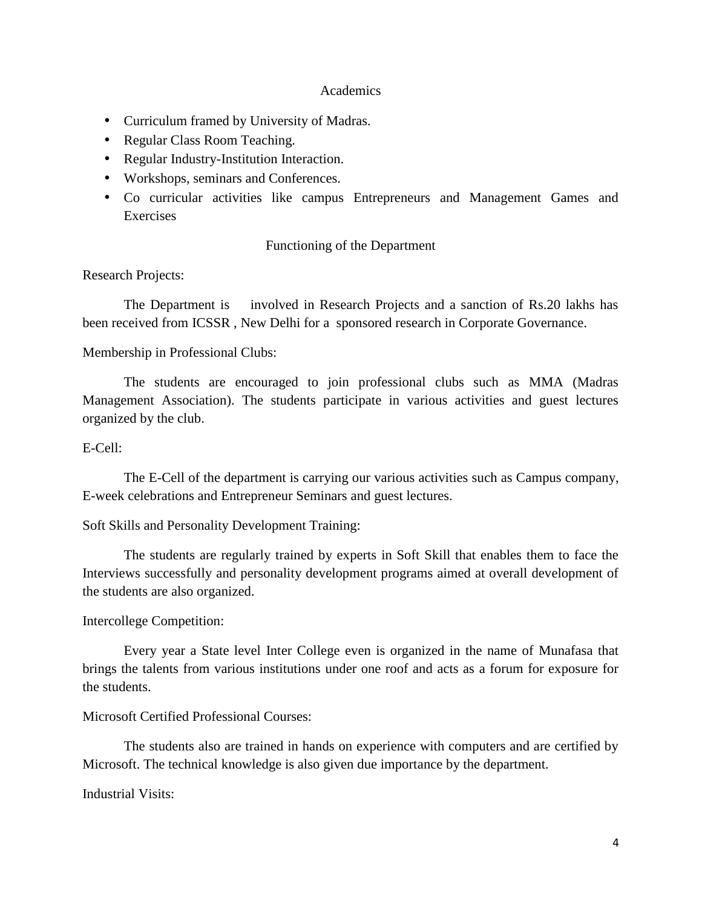## Academics

- Curriculum framed by University of Madras.
- Regular Class Room Teaching.
- Regular Industry-Institution Interaction.
- Workshops, seminars and Conferences.
- Co curricular activities like campus Entrepreneurs and Management Games and Exercises

## Functioning of the Department

Research Projects:

The Department is involved in Research Projects and a sanction of Rs.20 lakhs has been received from ICSSR , New Delhi for a sponsored research in Corporate Governance.

Membership in Professional Clubs:

The students are encouraged to join professional clubs such as MMA (Madras Management Association). The students participate in various activities and guest lectures organized by the club.

E-Cell:

The E-Cell of the department is carrying our various activities such as Campus company, E-week celebrations and Entrepreneur Seminars and guest lectures.

Soft Skills and Personality Development Training:

The students are regularly trained by experts in Soft Skill that enables them to face the Interviews successfully and personality development programs aimed at overall development of the students are also organized.

Intercollege Competition:

Every year a State level Inter College even is organized in the name of Munafasa that brings the talents from various institutions under one roof and acts as a forum for exposure for the students.

Microsoft Certified Professional Courses:

The students also are trained in hands on experience with computers and are certified by Microsoft. The technical knowledge is also given due importance by the department.

Industrial Visits: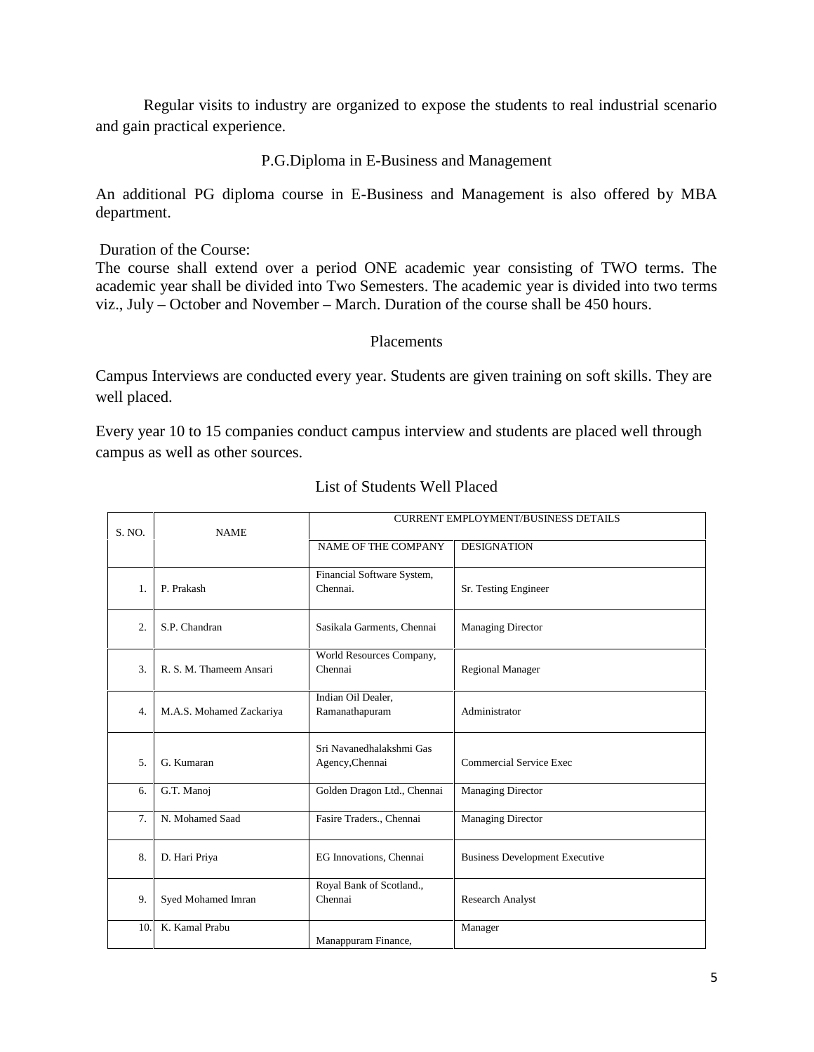Regular visits to industry are organized to expose the students to real industrial scenario and gain practical experience.

## P.G.Diploma in E-Business and Management

An additional PG diploma course in E-Business and Management is also offered by MBA department.

Duration of the Course:

The course shall extend over a period ONE academic year consisting of TWO terms. The academic year shall be divided into Two Semesters. The academic year is divided into two terms viz., July – October and November – March. Duration of the course shall be 450 hours.

## Placements

Campus Interviews are conducted every year. Students are given training on soft skills. They are well placed.

Every year 10 to 15 companies conduct campus interview and students are placed well through campus as well as other sources.

### List of Students Well Placed

| S. NO. | NAME | CURRENT EMPLOYMENT/BUSINESS DETAILS | |
|---|---|---|---|
| | | NAME OF THE COMPANY | DESIGNATION |
| 1. | P. Prakash | Financial Software System, Chennai. | Sr. Testing Engineer |
| 2. | S.P. Chandran | Sasikala Garments, Chennai | Managing Director |
| 3. | R. S. M. Thameem Ansari | World Resources Company, Chennai | Regional Manager |
| 4. | M.A.S. Mohamed Zackariya | Indian Oil Dealer, Ramanathapuram | Administrator |
| 5. | G. Kumaran | Sri Navanedhalakshmi Gas Agency,Chennai | Commercial Service Exec |
| 6. | G.T. Manoj | Golden Dragon Ltd., Chennai | Managing Director |
| 7. | N. Mohamed Saad | Fasire Traders., Chennai | Managing Director |
| 8. | D. Hari Priya | EG Innovations, Chennai | Business Development Executive |
| 9. | Syed Mohamed Imran | Royal Bank of Scotland., Chennai | Research Analyst |
| 10. | K. Kamal Prabu | Manappuram Finance, | Manager |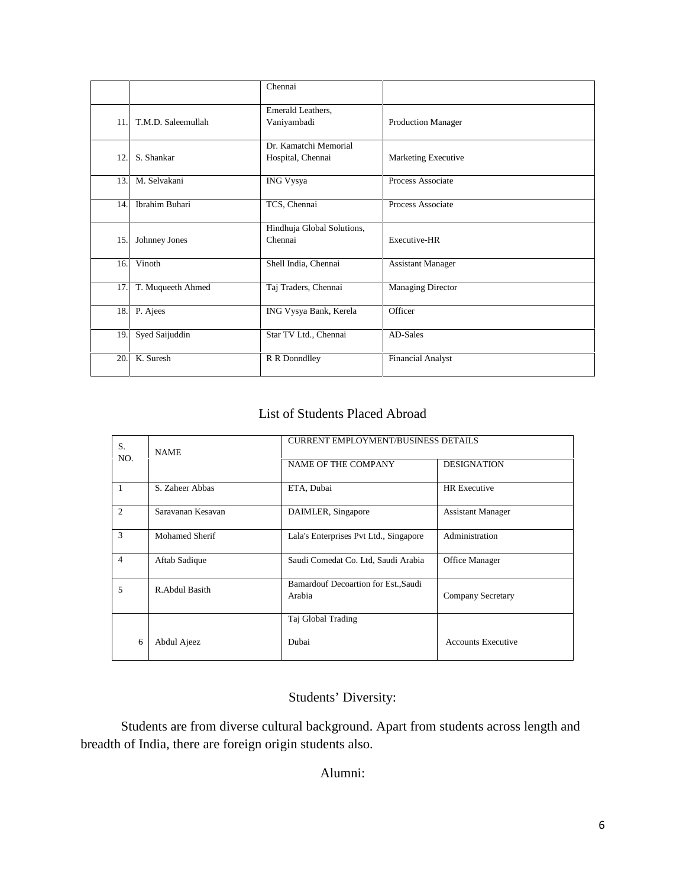| | | Chennai | |
|---|---|---|---|
| 11. | T.M.D. Saleemullah | Emerald Leathers, Vaniyambadi | Production Manager |
| 12. | S. Shankar | Dr. Kamatchi Memorial Hospital, Chennai | Marketing Executive |
| 13. | M. Selvakani | ING Vysya | Process Associate |
| 14. | Ibrahim Buhari | TCS, Chennai | Process Associate |
| 15. | Johnney Jones | Hindhuja Global Solutions, Chennai | Executive-HR |
| 16. | Vinoth | Shell India, Chennai | Assistant Manager |
| 17. | T. Muqueeth Ahmed | Taj Traders, Chennai | Managing Director |
| 18. | P. Ajees | ING Vysya Bank, Kerela | Officer |
| 19. | Syed Saijuddin | Star TV Ltd., Chennai | AD-Sales |
| 20. | K. Suresh | R R Donndlley | Financial Analyst |

## List of Students Placed Abroad

| S. NO. | NAME | CURRENT EMPLOYMENT/BUSINESS DETAILS | |
|---|---|---|---|
| | | NAME OF THE COMPANY | DESIGNATION |
| 1 | S. Zaheer Abbas | ETA, Dubai | HR Executive |
| 2 | Saravanan Kesavan | DAIMLER, Singapore | Assistant Manager |
| 3 | Mohamed Sherif | Lala's Enterprises Pvt Ltd., Singapore | Administration |
| 4 | Aftab Sadique | Saudi Comedat Co. Ltd, Saudi Arabia | Office Manager |
| 5 | R.Abdul Basith | Bamardouf Decoartion for Est.,Saudi Arabia | Company Secretary |
| 6 | Abdul Ajeez | Taj Global Trading Dubai | Accounts Executive |

## Students' Diversity:

Students are from diverse cultural background. Apart from students across length and breadth of India, there are foreign origin students also.

## Alumni: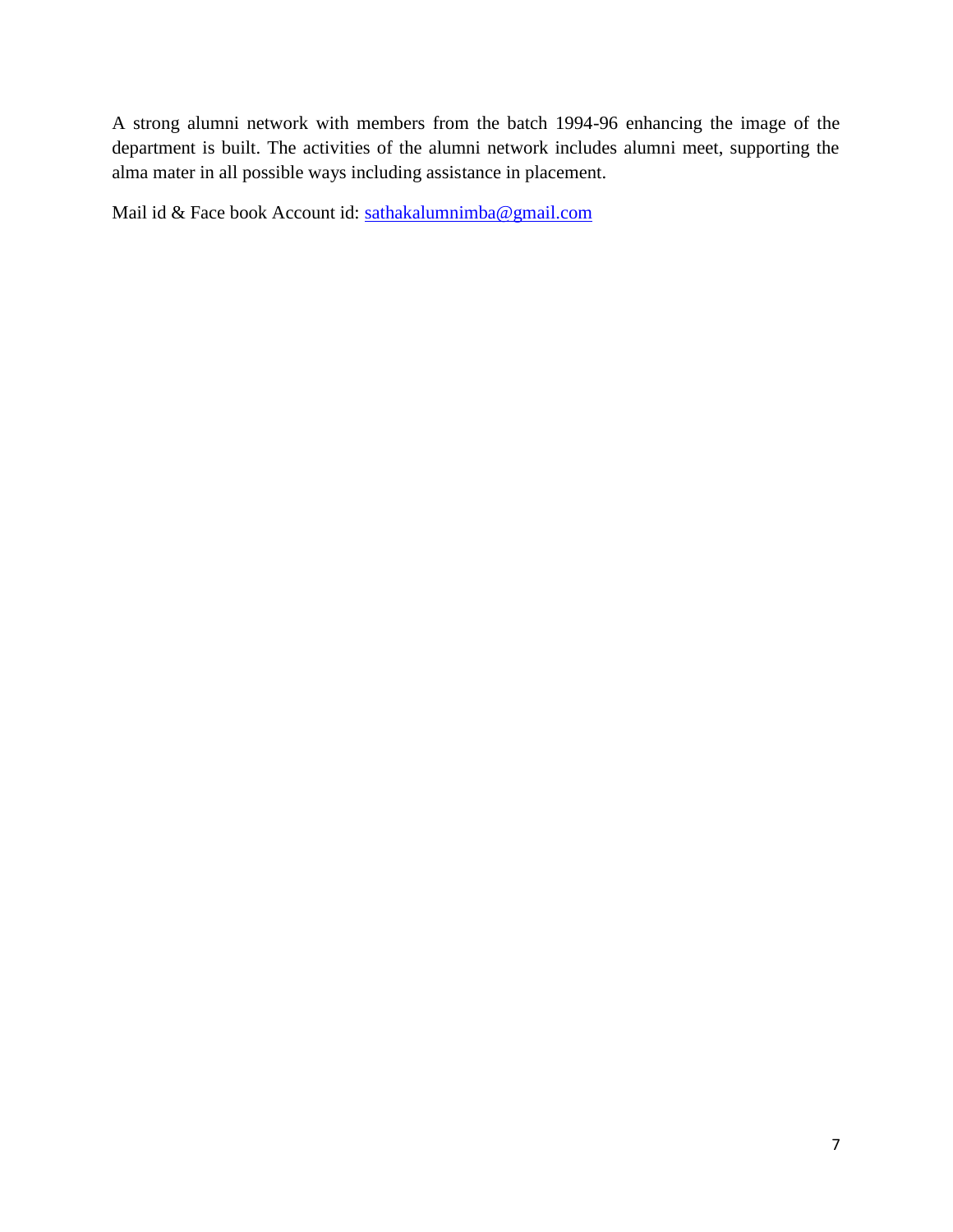A strong alumni network with members from the batch 1994-96 enhancing the image of the department is built. The activities of the alumni network includes alumni meet, supporting the alma mater in all possible ways including assistance in placement.

Mail id & Face book Account id: sathakalumnimba@gmail.com